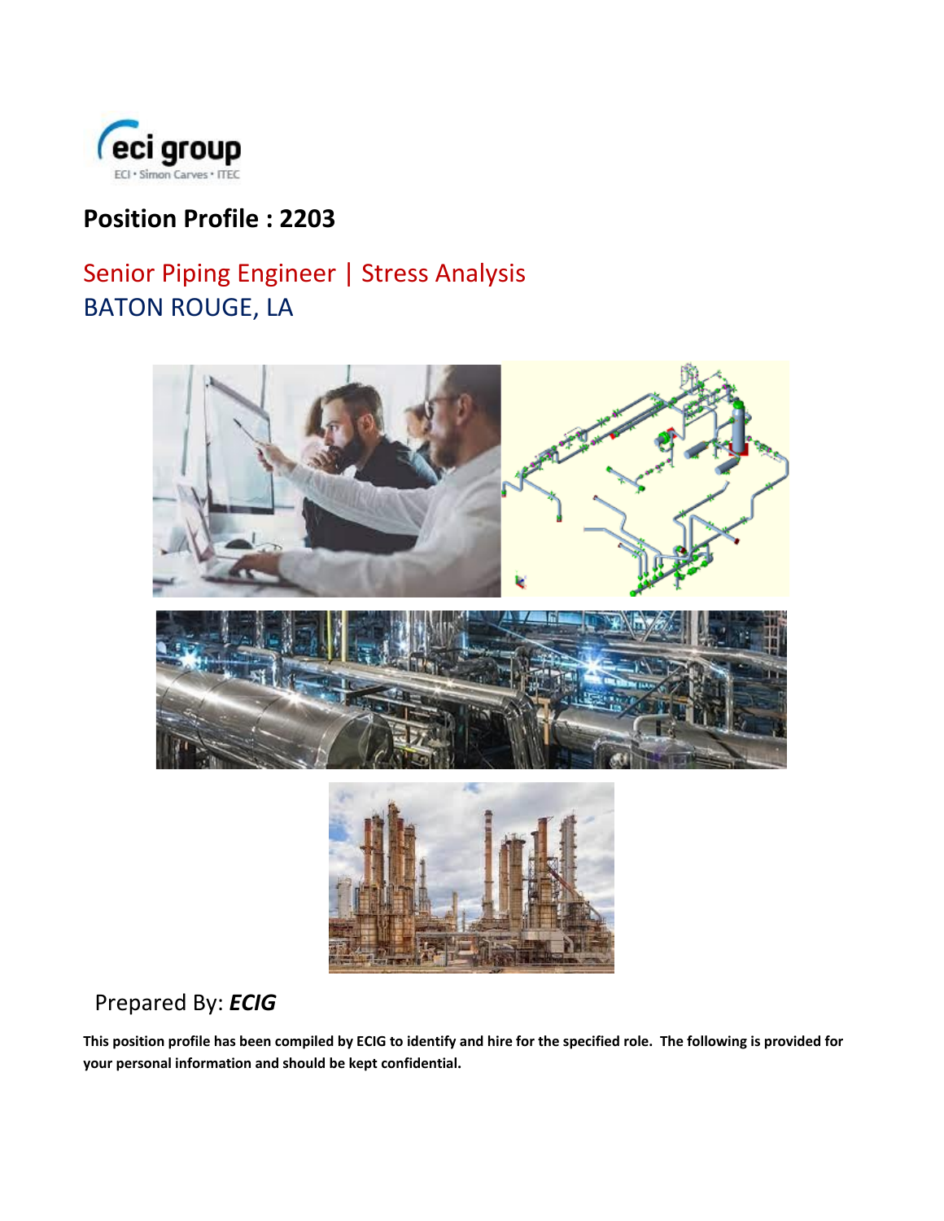## Position Profile : 2203

## Senior Piping Engineer | Stress Analysis

## BATON ROUGE, LA

Prepared By: ***ECIG***

**This position profile has been compiled by ECIG to identify and hire for the specified role. The following is provided for your personal information and should be kept confidential.**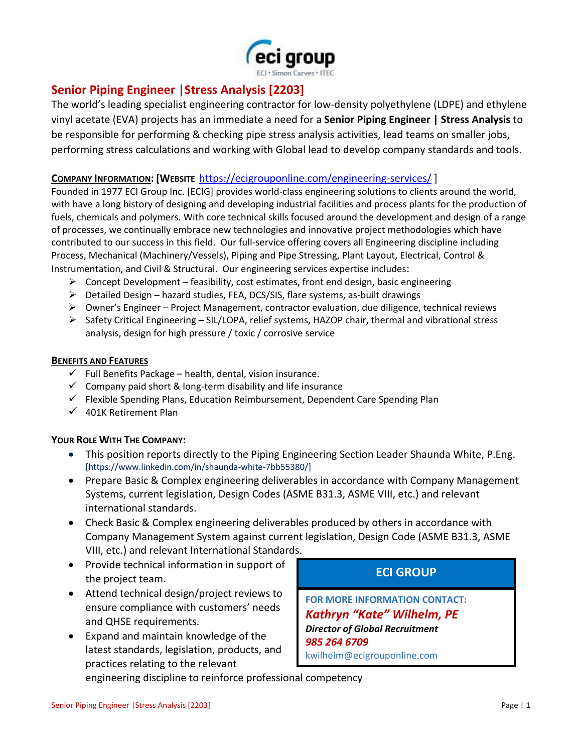## Senior Piping Engineer |Stress Analysis [2203]

The world's leading specialist engineering contractor for low-density polyethylene (LDPE) and ethylene vinyl acetate (EVA) projects has an immediate a need for a **Senior Piping Engineer | Stress Analysis** to be responsible for performing & checking pipe stress analysis activities, lead teams on smaller jobs, performing stress calculations and working with Global lead to develop company standards and tools.

**COMPANY INFORMATION: [WEBSITE** https://ecigrouponline.com/engineering-services/ ]

Founded in 1977 ECI Group Inc. [ECIG] provides world-class engineering solutions to clients around the world, with have a long history of designing and developing industrial facilities and process plants for the production of fuels, chemicals and polymers. With core technical skills focused around the development and design of a range of processes, we continually embrace new technologies and innovative project methodologies which have contributed to our success in this field. Our full-service offering covers all Engineering discipline including Process, Mechanical (Machinery/Vessels), Piping and Pipe Stressing, Plant Layout, Electrical, Control & Instrumentation, and Civil & Structural. Our engineering services expertise includes:

- Concept Development – feasibility, cost estimates, front end design, basic engineering
- Detailed Design – hazard studies, FEA, DCS/SIS, flare systems, as-built drawings
- Owner's Engineer – Project Management, contractor evaluation, due diligence, technical reviews
- Safety Critical Engineering – SIL/LOPA, relief systems, HAZOP chair, thermal and vibrational stress analysis, design for high pressure / toxic / corrosive service

**BENEFITS AND FEATURES**

- ✓ Full Benefits Package – health, dental, vision insurance.
- ✓ Company paid short & long-term disability and life insurance
- ✓ Flexible Spending Plans, Education Reimbursement, Dependent Care Spending Plan
- ✓ 401K Retirement Plan

**YOUR ROLE WITH THE COMPANY:**

- This position reports directly to the Piping Engineering Section Leader Shaunda White, P.Eng. [https://www.linkedin.com/in/shaunda-white-7bb55380/]
- Prepare Basic & Complex engineering deliverables in accordance with Company Management Systems, current legislation, Design Codes (ASME B31.3, ASME VIII, etc.) and relevant international standards.
- Check Basic & Complex engineering deliverables produced by others in accordance with Company Management System against current legislation, Design Code (ASME B31.3, ASME VIII, etc.) and relevant International Standards.
- Provide technical information in support of the project team.
- Attend technical design/project reviews to ensure compliance with customers' needs and QHSE requirements.
- Expand and maintain knowledge of the latest standards, legislation, products, and practices relating to the relevant engineering discipline to reinforce professional competency

**ECI GROUP**

**FOR MORE INFORMATION CONTACT:**

***Kathryn "Kate" Wilhelm, PE***

***Director of Global Recruitment***

***985 264 6709***

kwilhelm@ecigrouponline.com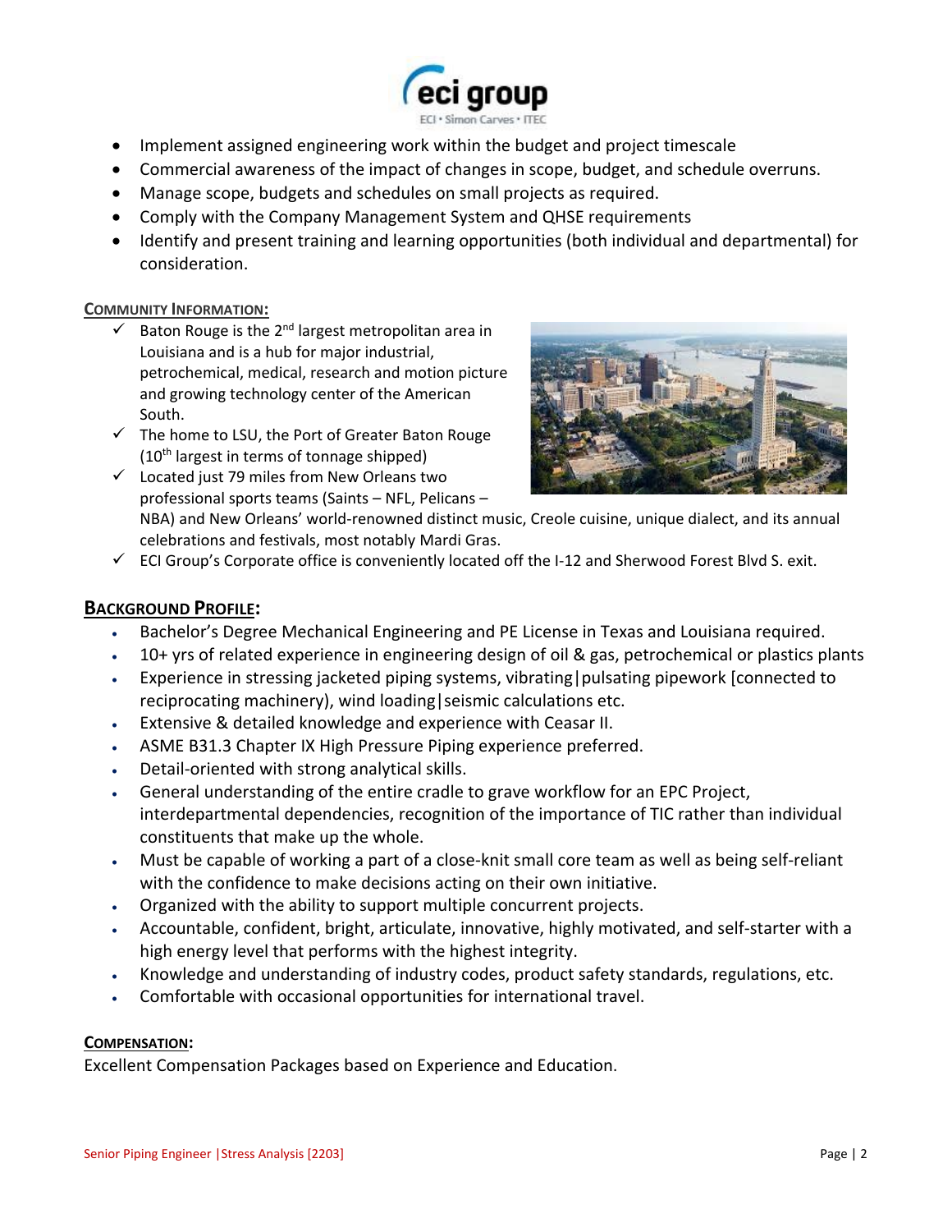- Implement assigned engineering work within the budget and project timescale
- Commercial awareness of the impact of changes in scope, budget, and schedule overruns.
- Manage scope, budgets and schedules on small projects as required.
- Comply with the Company Management System and QHSE requirements
- Identify and present training and learning opportunities (both individual and departmental) for consideration.

**COMMUNITY INFORMATION:**

- ✓ Baton Rouge is the 2nd largest metropolitan area in Louisiana and is a hub for major industrial, petrochemical, medical, research and motion picture and growing technology center of the American South.
- ✓ The home to LSU, the Port of Greater Baton Rouge (10th largest in terms of tonnage shipped)
- ✓ Located just 79 miles from New Orleans two professional sports teams (Saints – NFL, Pelicans – NBA) and New Orleans' world-renowned distinct music, Creole cuisine, unique dialect, and its annual celebrations and festivals, most notably Mardi Gras.
- ✓ ECI Group's Corporate office is conveniently located off the I-12 and Sherwood Forest Blvd S. exit.

## BACKGROUND PROFILE:

- Bachelor's Degree Mechanical Engineering and PE License in Texas and Louisiana required.
- 10+ yrs of related experience in engineering design of oil & gas, petrochemical or plastics plants
- Experience in stressing jacketed piping systems, vibrating|pulsating pipework [connected to reciprocating machinery), wind loading|seismic calculations etc.
- Extensive & detailed knowledge and experience with Ceasar II.
- ASME B31.3 Chapter IX High Pressure Piping experience preferred.
- Detail-oriented with strong analytical skills.
- General understanding of the entire cradle to grave workflow for an EPC Project, interdepartmental dependencies, recognition of the importance of TIC rather than individual constituents that make up the whole.
- Must be capable of working a part of a close-knit small core team as well as being self-reliant with the confidence to make decisions acting on their own initiative.
- Organized with the ability to support multiple concurrent projects.
- Accountable, confident, bright, articulate, innovative, highly motivated, and self-starter with a high energy level that performs with the highest integrity.
- Knowledge and understanding of industry codes, product safety standards, regulations, etc.
- Comfortable with occasional opportunities for international travel.

**COMPENSATION:**

Excellent Compensation Packages based on Experience and Education.